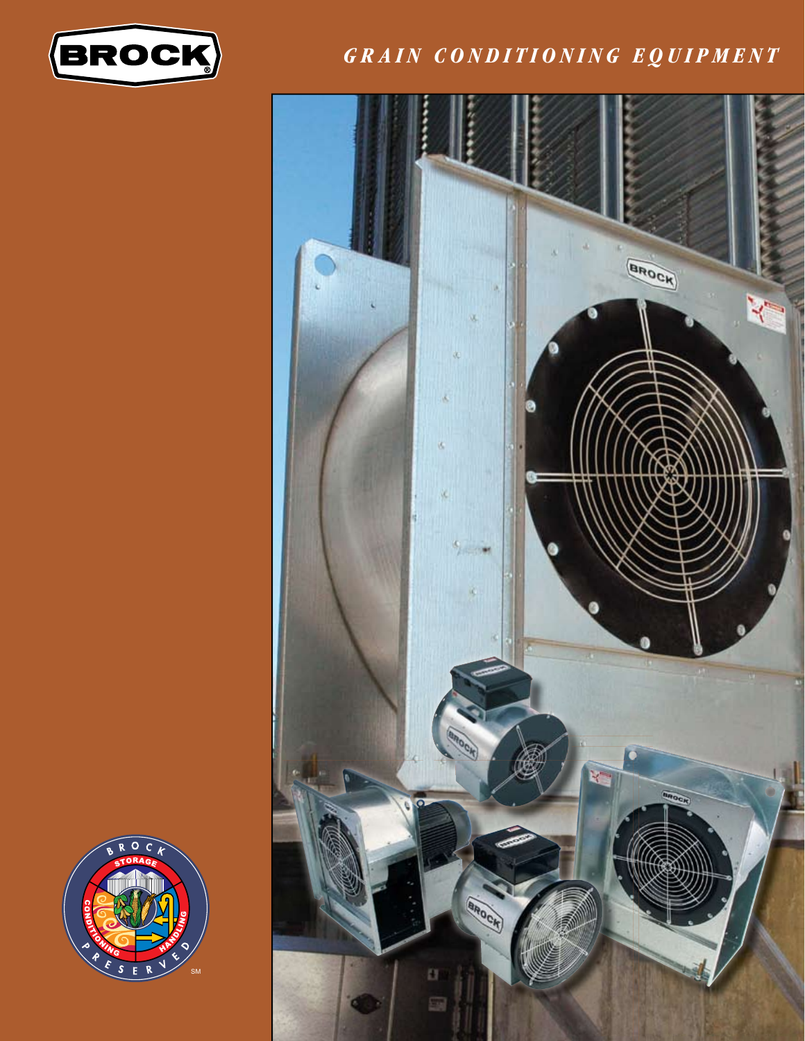BROCK®

# GRAIN CONDITIONING EQUIPMENT

BROCK STORAGE CONDITIONING HANDLING PRESERVED℠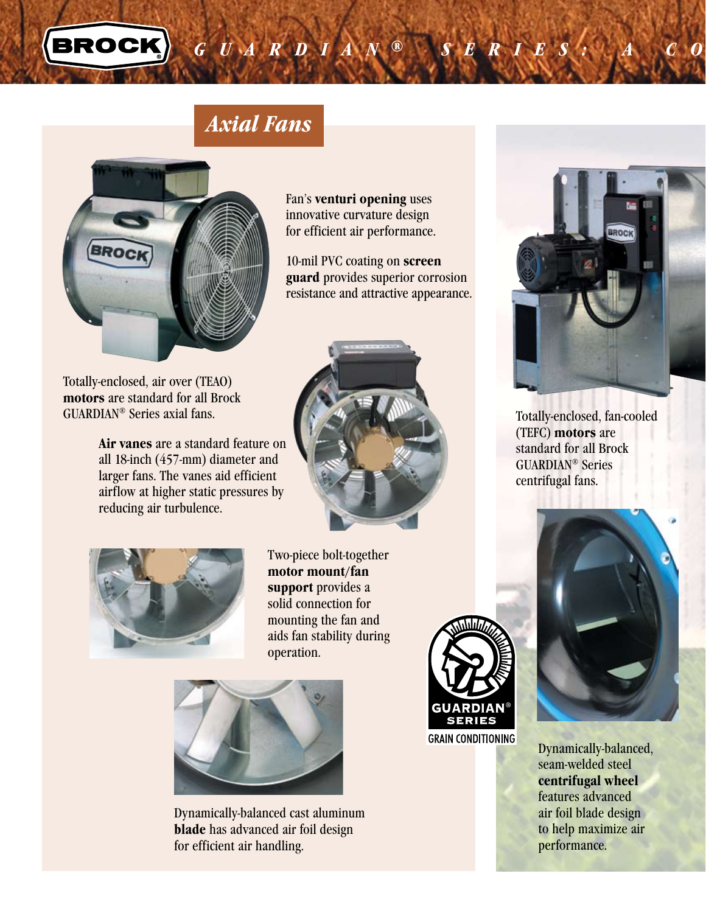## Axial Fans

Fan's **venturi opening** uses innovative curvature design for efficient air performance.

10-mil PVC coating on **screen guard** provides superior corrosion resistance and attractive appearance.

Totally-enclosed, air over (TEAO) **motors** are standard for all Brock GUARDIAN® Series axial fans.

**Air vanes** are a standard feature on all 18-inch (457-mm) diameter and larger fans. The vanes aid efficient airflow at higher static pressures by reducing air turbulence.

Two-piece bolt-together **motor mount/fan support** provides a solid connection for mounting the fan and aids fan stability during operation.

Dynamically-balanced cast aluminum **blade** has advanced air foil design for efficient air handling.

Totally-enclosed, fan-cooled (TEFC) **motors** are standard for all Brock GUARDIAN® Series centrifugal fans.

Dynamically-balanced, seam-welded steel **centrifugal wheel** features advanced air foil blade design to help maximize air performance.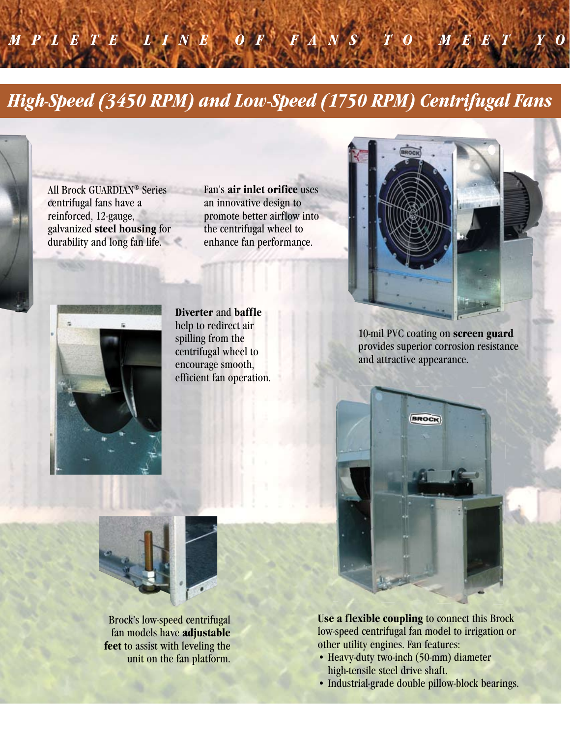## High-Speed (3450 RPM) and Low-Speed (1750 RPM) Centrifugal Fans

All Brock GUARDIAN® Series centrifugal fans have a reinforced, 12-gauge, galvanized **steel housing** for durability and long fan life.

Fan's **air inlet orifice** uses an innovative design to promote better airflow into the centrifugal wheel to enhance fan performance.

**Diverter** and **baffle** help to redirect air spilling from the centrifugal wheel to encourage smooth, efficient fan operation.

10-mil PVC coating on **screen guard** provides superior corrosion resistance and attractive appearance.

Brock's low-speed centrifugal fan models have **adjustable feet** to assist with leveling the unit on the fan platform.

**Use a flexible coupling** to connect this Brock low-speed centrifugal fan model to irrigation or other utility engines. Fan features:

- Heavy-duty two-inch (50-mm) diameter high-tensile steel drive shaft.
- Industrial-grade double pillow-block bearings.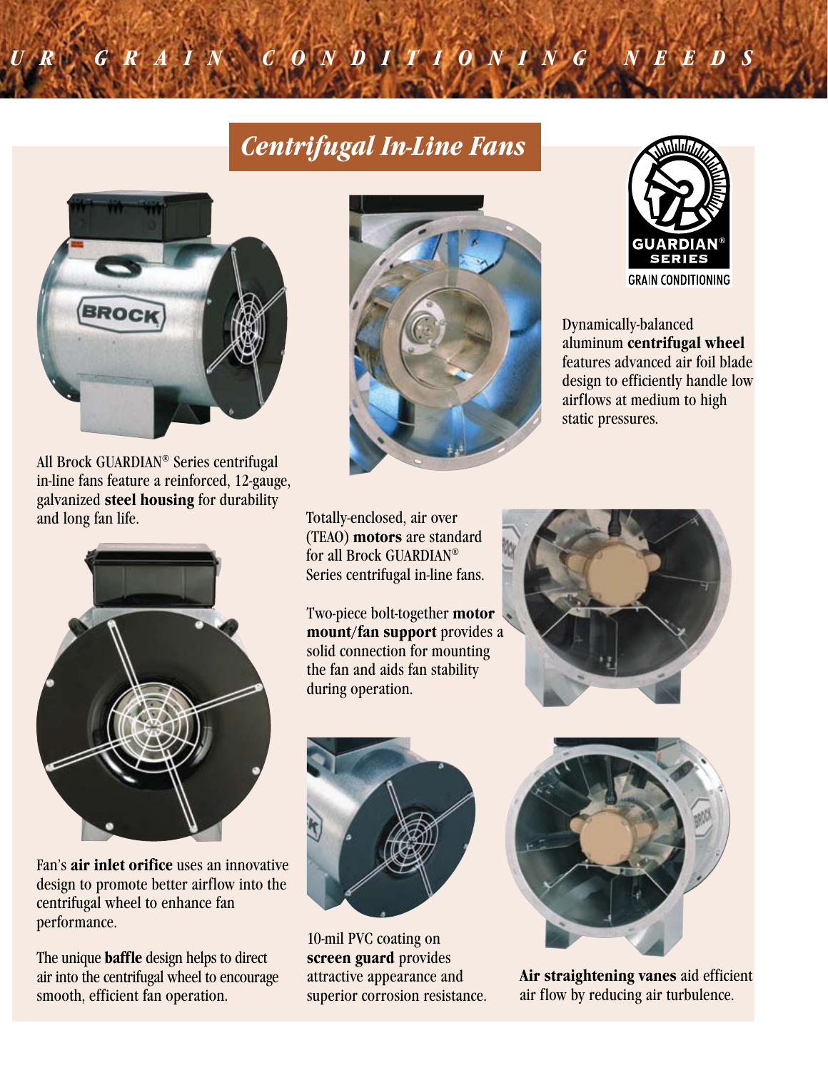## Centrifugal In-Line Fans

GUARDIAN® SERIES
GRAIN CONDITIONING

All Brock GUARDIAN® Series centrifugal in-line fans feature a reinforced, 12-gauge, galvanized **steel housing** for durability and long fan life.

Dynamically-balanced aluminum **centrifugal wheel** features advanced air foil blade design to efficiently handle low airflows at medium to high static pressures.

Totally-enclosed, air over (TEAO) **motors** are standard for all Brock GUARDIAN® Series centrifugal in-line fans.

Two-piece bolt-together **motor mount/fan support** provides a solid connection for mounting the fan and aids fan stability during operation.

Fan's **air inlet orifice** uses an innovative design to promote better airflow into the centrifugal wheel to enhance fan performance.

The unique **baffle** design helps to direct air into the centrifugal wheel to encourage smooth, efficient fan operation.

10-mil PVC coating on **screen guard** provides attractive appearance and superior corrosion resistance.

**Air straightening vanes** aid efficient air flow by reducing air turbulence.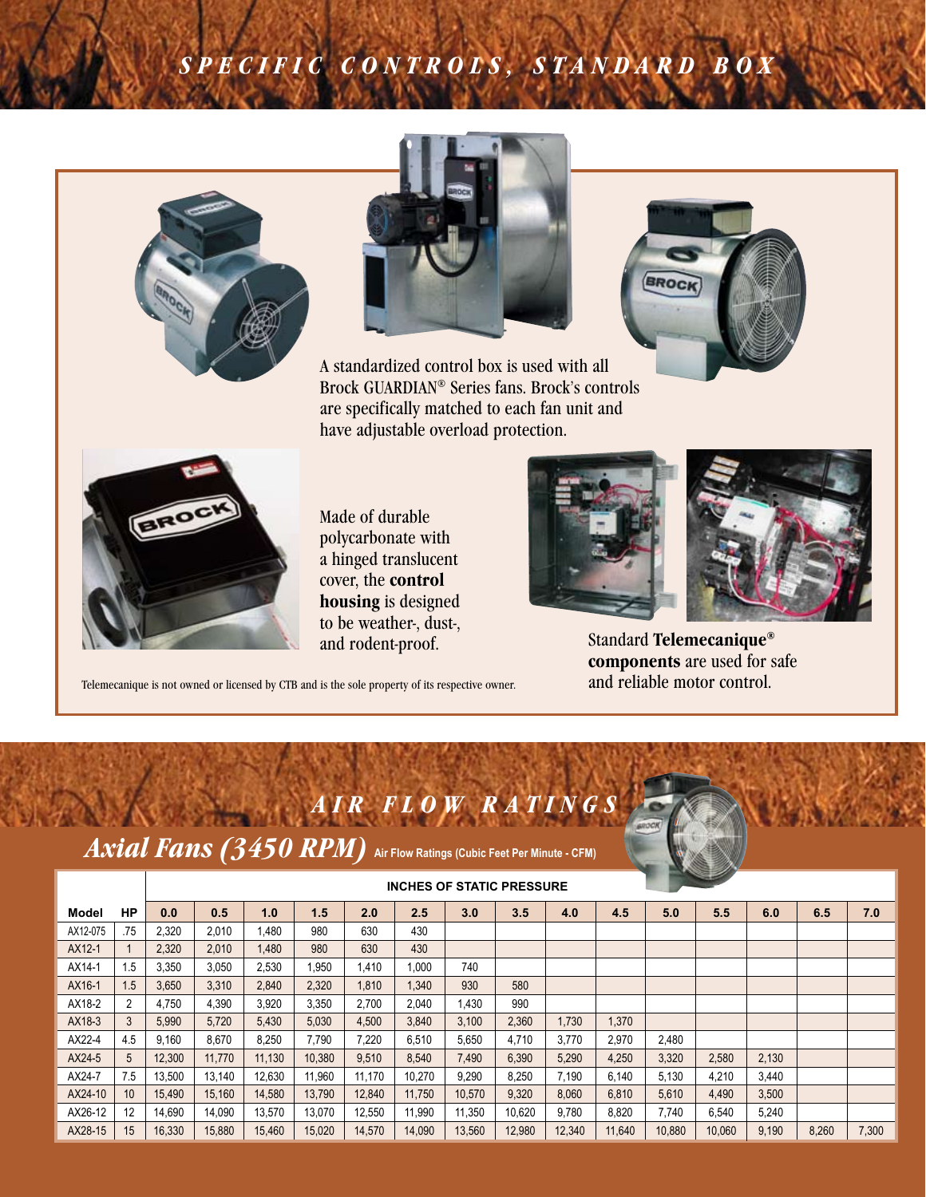# SPECIFIC CONTROLS, STANDARD BOX

A standardized control box is used with all Brock GUARDIAN® Series fans. Brock's controls are specifically matched to each fan unit and have adjustable overload protection.

Made of durable polycarbonate with a hinged translucent cover, the **control housing** is designed to be weather-, dust-, and rodent-proof.

Standard **Telemecanique® components** are used for safe and reliable motor control.

Telemecanique is not owned or licensed by CTB and is the sole property of its respective owner.

# AIR FLOW RATINGS

## *Axial Fans (3450 RPM)* Air Flow Ratings (Cubic Feet Per Minute - CFM)

| | | INCHES OF STATIC PRESSURE | | | | | | | | | | | | | | |
|---|---|---|---|---|---|---|---|---|---|---|---|---|---|---|---|---|
| **Model** | **HP** | **0.0** | **0.5** | **1.0** | **1.5** | **2.0** | **2.5** | **3.0** | **3.5** | **4.0** | **4.5** | **5.0** | **5.5** | **6.0** | **6.5** | **7.0** |
| AX12-075 | .75 | 2,320 | 2,010 | 1,480 | 980 | 630 | 430 | | | | | | | | | |
| AX12-1 | 1 | 2,320 | 2,010 | 1,480 | 980 | 630 | 430 | | | | | | | | | |
| AX14-1 | 1.5 | 3,350 | 3,050 | 2,530 | 1,950 | 1,410 | 1,000 | 740 | | | | | | | | |
| AX16-1 | 1.5 | 3,650 | 3,310 | 2,840 | 2,320 | 1,810 | 1,340 | 930 | 580 | | | | | | | |
| AX18-2 | 2 | 4,750 | 4,390 | 3,920 | 3,350 | 2,700 | 2,040 | 1,430 | 990 | | | | | | | |
| AX18-3 | 3 | 5,990 | 5,720 | 5,430 | 5,030 | 4,500 | 3,840 | 3,100 | 2,360 | 1,730 | 1,370 | | | | | |
| AX22-4 | 4.5 | 9,160 | 8,670 | 8,250 | 7,790 | 7,220 | 6,510 | 5,650 | 4,710 | 3,770 | 2,970 | 2,480 | | | | |
| AX24-5 | 5 | 12,300 | 11,770 | 11,130 | 10,380 | 9,510 | 8,540 | 7,490 | 6,390 | 5,290 | 4,250 | 3,320 | 2,580 | 2,130 | | |
| AX24-7 | 7.5 | 13,500 | 13,140 | 12,630 | 11,960 | 11,170 | 10,270 | 9,290 | 8,250 | 7,190 | 6,140 | 5,130 | 4,210 | 3,440 | | |
| AX24-10 | 10 | 15,490 | 15,160 | 14,580 | 13,790 | 12,840 | 11,750 | 10,570 | 9,320 | 8,060 | 6,810 | 5,610 | 4,490 | 3,500 | | |
| AX26-12 | 12 | 14,690 | 14,090 | 13,570 | 13,070 | 12,550 | 11,990 | 11,350 | 10,620 | 9,780 | 8,820 | 7,740 | 6,540 | 5,240 | | |
| AX28-15 | 15 | 16,330 | 15,880 | 15,460 | 15,020 | 14,570 | 14,090 | 13,560 | 12,980 | 12,340 | 11,640 | 10,880 | 10,060 | 9,190 | 8,260 | 7,300 |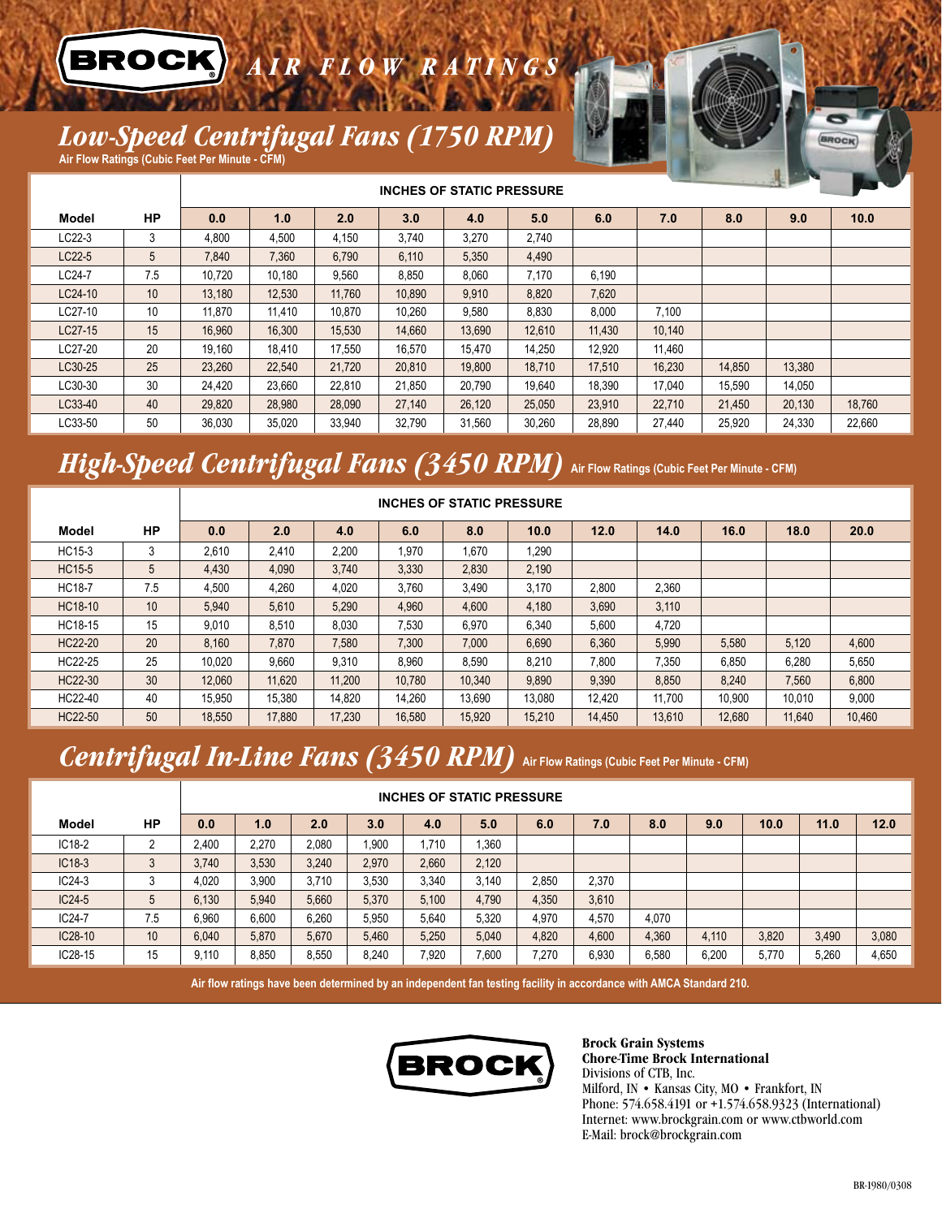BROCK *AIR FLOW RATINGS*

## *Low-Speed Centrifugal Fans (1750 RPM)*

**Air Flow Ratings (Cubic Feet Per Minute - CFM)**

| | | INCHES OF STATIC PRESSURE | | | | | | | | | | |
|---|---|---|---|---|---|---|---|---|---|---|---|---|
| **Model** | **HP** | **0.0** | **1.0** | **2.0** | **3.0** | **4.0** | **5.0** | **6.0** | **7.0** | **8.0** | **9.0** | **10.0** |
| LC22-3 | 3 | 4,800 | 4,500 | 4,150 | 3,740 | 3,270 | 2,740 | | | | | |
| LC22-5 | 5 | 7,840 | 7,360 | 6,790 | 6,110 | 5,350 | 4,490 | | | | | |
| LC24-7 | 7.5 | 10,720 | 10,180 | 9,560 | 8,850 | 8,060 | 7,170 | 6,190 | | | | |
| LC24-10 | 10 | 13,180 | 12,530 | 11,760 | 10,890 | 9,910 | 8,820 | 7,620 | | | | |
| LC27-10 | 10 | 11,870 | 11,410 | 10,870 | 10,260 | 9,580 | 8,830 | 8,000 | 7,100 | | | |
| LC27-15 | 15 | 16,960 | 16,300 | 15,530 | 14,660 | 13,690 | 12,610 | 11,430 | 10,140 | | | |
| LC27-20 | 20 | 19,160 | 18,410 | 17,550 | 16,570 | 15,470 | 14,250 | 12,920 | 11,460 | | | |
| LC30-25 | 25 | 23,260 | 22,540 | 21,720 | 20,810 | 19,800 | 18,710 | 17,510 | 16,230 | 14,850 | 13,380 | |
| LC30-30 | 30 | 24,420 | 23,660 | 22,810 | 21,850 | 20,790 | 19,640 | 18,390 | 17,040 | 15,590 | 14,050 | |
| LC33-40 | 40 | 29,820 | 28,980 | 28,090 | 27,140 | 26,120 | 25,050 | 23,910 | 22,710 | 21,450 | 20,130 | 18,760 |
| LC33-50 | 50 | 36,030 | 35,020 | 33,940 | 32,790 | 31,560 | 30,260 | 28,890 | 27,440 | 25,920 | 24,330 | 22,660 |

## *High-Speed Centrifugal Fans (3450 RPM)*

**Air Flow Ratings (Cubic Feet Per Minute - CFM)**

| | | INCHES OF STATIC PRESSURE | | | | | | | | | | |
|---|---|---|---|---|---|---|---|---|---|---|---|---|
| **Model** | **HP** | **0.0** | **2.0** | **4.0** | **6.0** | **8.0** | **10.0** | **12.0** | **14.0** | **16.0** | **18.0** | **20.0** |
| HC15-3 | 3 | 2,610 | 2,410 | 2,200 | 1,970 | 1,670 | 1,290 | | | | | |
| HC15-5 | 5 | 4,430 | 4,090 | 3,740 | 3,330 | 2,830 | 2,190 | | | | | |
| HC18-7 | 7.5 | 4,500 | 4,260 | 4,020 | 3,760 | 3,490 | 3,170 | 2,800 | 2,360 | | | |
| HC18-10 | 10 | 5,940 | 5,610 | 5,290 | 4,960 | 4,600 | 4,180 | 3,690 | 3,110 | | | |
| HC18-15 | 15 | 9,010 | 8,510 | 8,030 | 7,530 | 6,970 | 6,340 | 5,600 | 4,720 | | | |
| HC22-20 | 20 | 8,160 | 7,870 | 7,580 | 7,300 | 7,000 | 6,690 | 6,360 | 5,990 | 5,580 | 5,120 | 4,600 |
| HC22-25 | 25 | 10,020 | 9,660 | 9,310 | 8,960 | 8,590 | 8,210 | 7,800 | 7,350 | 6,850 | 6,280 | 5,650 |
| HC22-30 | 30 | 12,060 | 11,620 | 11,200 | 10,780 | 10,340 | 9,890 | 9,390 | 8,850 | 8,240 | 7,560 | 6,800 |
| HC22-40 | 40 | 15,950 | 15,380 | 14,820 | 14,260 | 13,690 | 13,080 | 12,420 | 11,700 | 10,900 | 10,010 | 9,000 |
| HC22-50 | 50 | 18,550 | 17,880 | 17,230 | 16,580 | 15,920 | 15,210 | 14,450 | 13,610 | 12,680 | 11,640 | 10,460 |

## *Centrifugal In-Line Fans (3450 RPM)*

**Air Flow Ratings (Cubic Feet Per Minute - CFM)**

| | | INCHES OF STATIC PRESSURE | | | | | | | | | | | | |
|---|---|---|---|---|---|---|---|---|---|---|---|---|---|---|
| **Model** | **HP** | **0.0** | **1.0** | **2.0** | **3.0** | **4.0** | **5.0** | **6.0** | **7.0** | **8.0** | **9.0** | **10.0** | **11.0** | **12.0** |
| IC18-2 | 2 | 2,400 | 2,270 | 2,080 | 1,900 | 1,710 | 1,360 | | | | | | | |
| IC18-3 | 3 | 3,740 | 3,530 | 3,240 | 2,970 | 2,660 | 2,120 | | | | | | | |
| IC24-3 | 3 | 4,020 | 3,900 | 3,710 | 3,530 | 3,340 | 3,140 | 2,850 | 2,370 | | | | | |
| IC24-5 | 5 | 6,130 | 5,940 | 5,660 | 5,370 | 5,100 | 4,790 | 4,350 | 3,610 | | | | | |
| IC24-7 | 7.5 | 6,960 | 6,600 | 6,260 | 5,950 | 5,640 | 5,320 | 4,970 | 4,570 | 4,070 | | | | |
| IC28-10 | 10 | 6,040 | 5,870 | 5,670 | 5,460 | 5,250 | 5,040 | 4,820 | 4,600 | 4,360 | 4,110 | 3,820 | 3,490 | 3,080 |
| IC28-15 | 15 | 9,110 | 8,850 | 8,550 | 8,240 | 7,920 | 7,600 | 7,270 | 6,930 | 6,580 | 6,200 | 5,770 | 5,260 | 4,650 |

**Air flow ratings have been determined by an independent fan testing facility in accordance with AMCA Standard 210.**

BROCK

**Brock Grain Systems**
**Chore-Time Brock International**
Divisions of CTB, Inc.
Milford, IN • Kansas City, MO • Frankfort, IN
Phone: 574.658.4191 or +1.574.658.9323 (International)
Internet: www.brockgrain.com or www.ctbworld.com
E-Mail: brock@brockgrain.com

BR-1980/0308